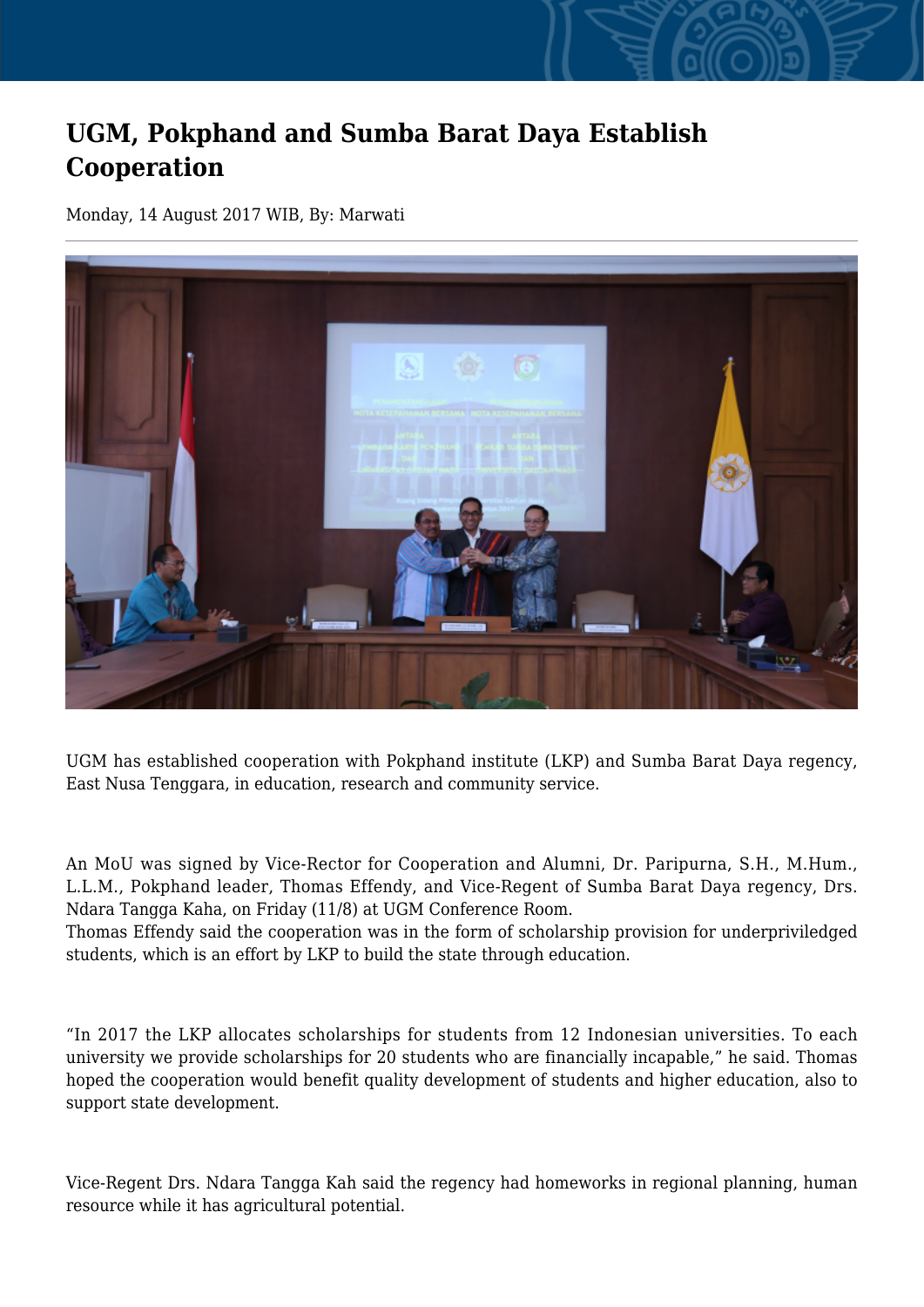# UGM, Pokphand and Sumba Barat Daya Establish Cooperation

Monday, 14 August 2017 WIB, By: Marwati

UGM has established cooperation with Pokphand institute (LKP) and Sumba Barat Daya regency, East Nusa Tenggara, in education, research and community service.

An MoU was signed by Vice-Rector for Cooperation and Alumni, Dr. Paripurna, S.H., M.Hum., L.L.M., Pokphand leader, Thomas Effendy, and Vice-Regent of Sumba Barat Daya regency, Drs. Ndara Tangga Kaha, on Friday (11/8) at UGM Conference Room.
Thomas Effendy said the cooperation was in the form of scholarship provision for underpriviledged students, which is an effort by LKP to build the state through education.

“In 2017 the LKP allocates scholarships for students from 12 Indonesian universities. To each university we provide scholarships for 20 students who are financially incapable,” he said. Thomas hoped the cooperation would benefit quality development of students and higher education, also to support state development.

Vice-Regent Drs. Ndara Tangga Kah said the regency had homeworks in regional planning, human resource while it has agricultural potential.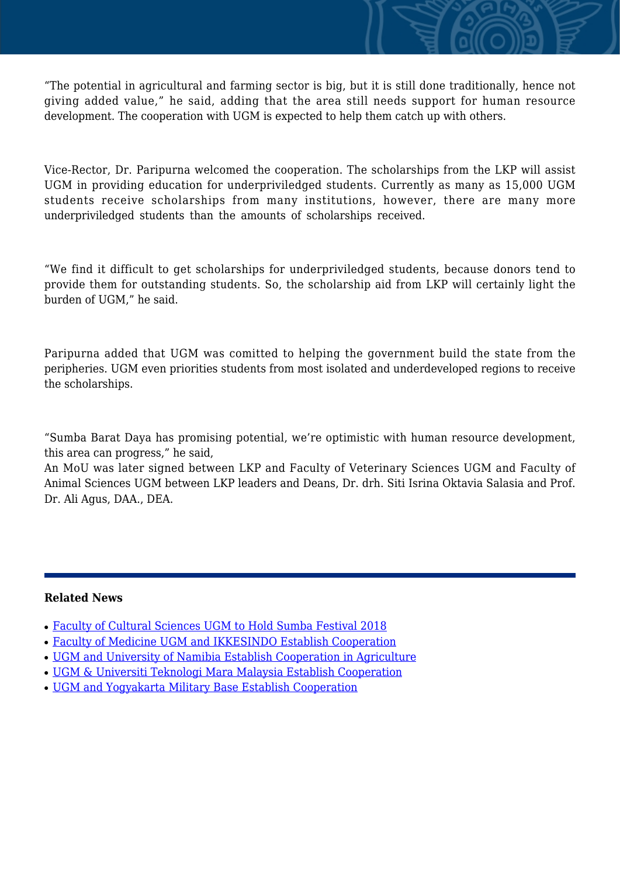"The potential in agricultural and farming sector is big, but it is still done traditionally, hence not giving added value," he said, adding that the area still needs support for human resource development. The cooperation with UGM is expected to help them catch up with others.

Vice-Rector, Dr. Paripurna welcomed the cooperation. The scholarships from the LKP will assist UGM in providing education for underpriviledged students. Currently as many as 15,000 UGM students receive scholarships from many institutions, however, there are many more underpriviledged students than the amounts of scholarships received.

"We find it difficult to get scholarships for underpriviledged students, because donors tend to provide them for outstanding students. So, the scholarship aid from LKP will certainly light the burden of UGM," he said.

Paripurna added that UGM was comitted to helping the government build the state from the peripheries. UGM even priorities students from most isolated and underdeveloped regions to receive the scholarships.

"Sumba Barat Daya has promising potential, we're optimistic with human resource development, this area can progress," he said,
An MoU was later signed between LKP and Faculty of Veterinary Sciences UGM and Faculty of Animal Sciences UGM between LKP leaders and Deans, Dr. drh. Siti Isrina Oktavia Salasia and Prof. Dr. Ali Agus, DAA., DEA.

---

**Related News**

- Faculty of Cultural Sciences UGM to Hold Sumba Festival 2018
- Faculty of Medicine UGM and IKKESINDO Establish Cooperation
- UGM and University of Namibia Establish Cooperation in Agriculture
- UGM & Universiti Teknologi Mara Malaysia Establish Cooperation
- UGM and Yogyakarta Military Base Establish Cooperation